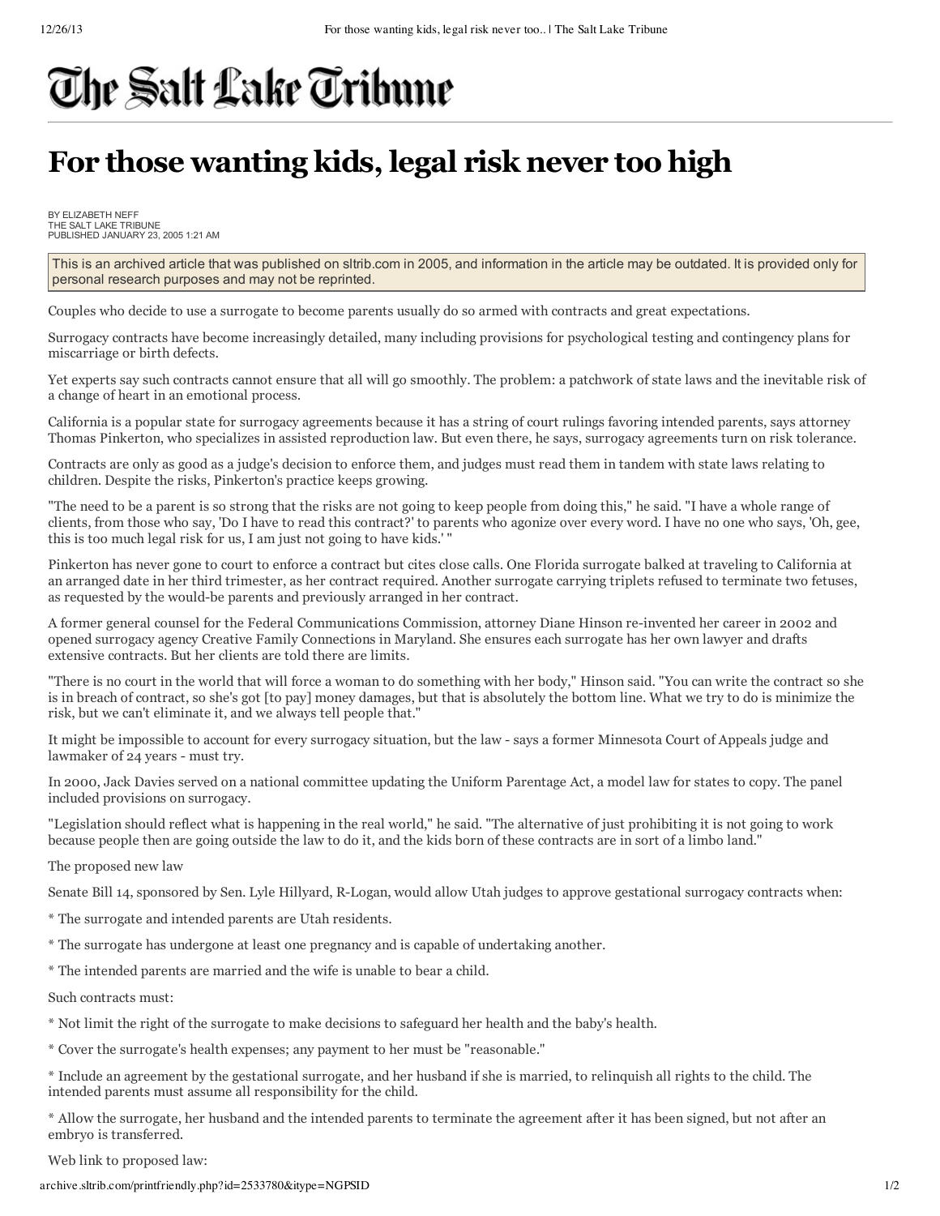# The Salt Lake Tribune

# For those wanting kids, legal risk never too high

BY ELIZABETH NEFF
THE SALT LAKE TRIBUNE
PUBLISHED JANUARY 23, 2005 1:21 AM

This is an archived article that was published on sltrib.com in 2005, and information in the article may be outdated. It is provided only for personal research purposes and may not be reprinted.

Couples who decide to use a surrogate to become parents usually do so armed with contracts and great expectations.

Surrogacy contracts have become increasingly detailed, many including provisions for psychological testing and contingency plans for miscarriage or birth defects.

Yet experts say such contracts cannot ensure that all will go smoothly. The problem: a patchwork of state laws and the inevitable risk of a change of heart in an emotional process.

California is a popular state for surrogacy agreements because it has a string of court rulings favoring intended parents, says attorney Thomas Pinkerton, who specializes in assisted reproduction law. But even there, he says, surrogacy agreements turn on risk tolerance.

Contracts are only as good as a judge's decision to enforce them, and judges must read them in tandem with state laws relating to children. Despite the risks, Pinkerton's practice keeps growing.

"The need to be a parent is so strong that the risks are not going to keep people from doing this," he said. "I have a whole range of clients, from those who say, 'Do I have to read this contract?' to parents who agonize over every word. I have no one who says, 'Oh, gee, this is too much legal risk for us, I am just not going to have kids.' "

Pinkerton has never gone to court to enforce a contract but cites close calls. One Florida surrogate balked at traveling to California at an arranged date in her third trimester, as her contract required. Another surrogate carrying triplets refused to terminate two fetuses, as requested by the would-be parents and previously arranged in her contract.

A former general counsel for the Federal Communications Commission, attorney Diane Hinson re-invented her career in 2002 and opened surrogacy agency Creative Family Connections in Maryland. She ensures each surrogate has her own lawyer and drafts extensive contracts. But her clients are told there are limits.

"There is no court in the world that will force a woman to do something with her body," Hinson said. "You can write the contract so she is in breach of contract, so she's got [to pay] money damages, but that is absolutely the bottom line. What we try to do is minimize the risk, but we can't eliminate it, and we always tell people that."

It might be impossible to account for every surrogacy situation, but the law - says a former Minnesota Court of Appeals judge and lawmaker of 24 years - must try.

In 2000, Jack Davies served on a national committee updating the Uniform Parentage Act, a model law for states to copy. The panel included provisions on surrogacy.

"Legislation should reflect what is happening in the real world," he said. "The alternative of just prohibiting it is not going to work because people then are going outside the law to do it, and the kids born of these contracts are in sort of a limbo land."

The proposed new law

Senate Bill 14, sponsored by Sen. Lyle Hillyard, R-Logan, would allow Utah judges to approve gestational surrogacy contracts when:

* The surrogate and intended parents are Utah residents.

* The surrogate has undergone at least one pregnancy and is capable of undertaking another.

* The intended parents are married and the wife is unable to bear a child.

Such contracts must:

* Not limit the right of the surrogate to make decisions to safeguard her health and the baby's health.

* Cover the surrogate's health expenses; any payment to her must be "reasonable."

* Include an agreement by the gestational surrogate, and her husband if she is married, to relinquish all rights to the child. The intended parents must assume all responsibility for the child.

* Allow the surrogate, her husband and the intended parents to terminate the agreement after it has been signed, but not after an embryo is transferred.

Web link to proposed law: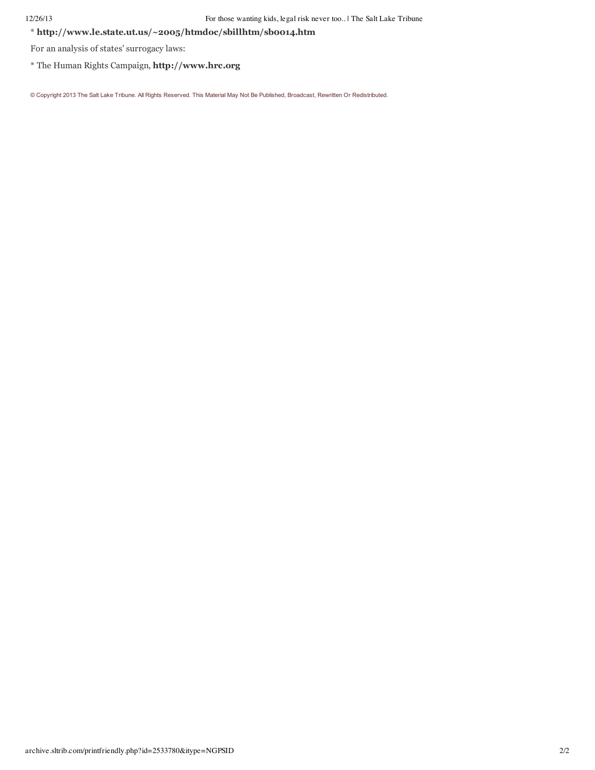* **http://www.le.state.ut.us/~2005/htmdoc/sbillhtm/sb0014.htm**

For an analysis of states' surrogacy laws:

* The Human Rights Campaign, **http://www.hrc.org**

© Copyright 2013 The Salt Lake Tribune. All Rights Reserved. This Material May Not Be Published, Broadcast, Rewritten Or Redistributed.